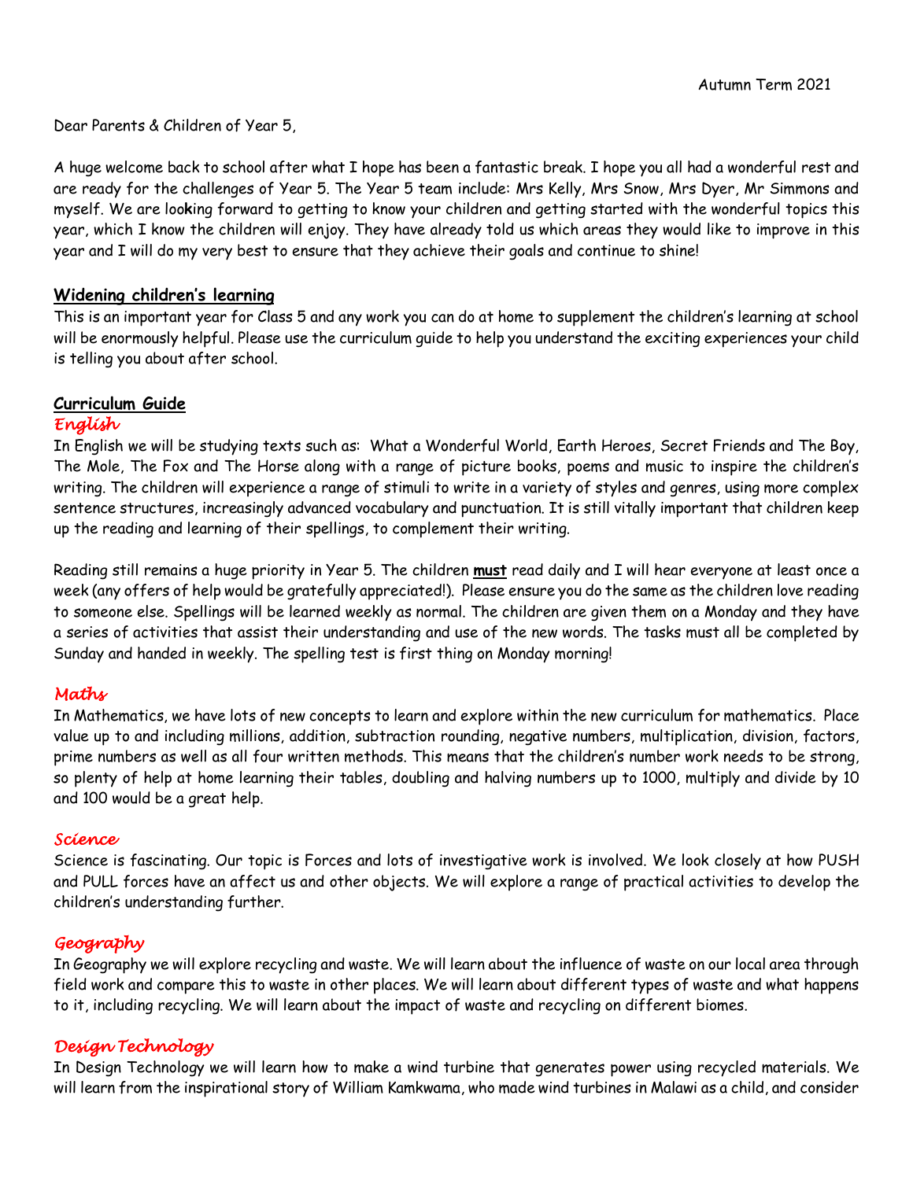Autumn Term 2021

Dear Parents & Children of Year 5,

A huge welcome back to school after what I hope has been a fantastic break. I hope you all had a wonderful rest and are ready for the challenges of Year 5. The Year 5 team include: Mrs Kelly, Mrs Snow, Mrs Dyer, Mr Simmons and myself. We are looking forward to getting to know your children and getting started with the wonderful topics this year, which I know the children will enjoy. They have already told us which areas they would like to improve in this year and I will do my very best to ensure that they achieve their goals and continue to shine!

## Widening children's learning

This is an important year for Class 5 and any work you can do at home to supplement the children's learning at school will be enormously helpful. Please use the curriculum guide to help you understand the exciting experiences your child is telling you about after school.

## Curriculum Guide

### *English*

In English we will be studying texts such as: What a Wonderful World, Earth Heroes, Secret Friends and The Boy, The Mole, The Fox and The Horse along with a range of picture books, poems and music to inspire the children's writing. The children will experience a range of stimuli to write in a variety of styles and genres, using more complex sentence structures, increasingly advanced vocabulary and punctuation. It is still vitally important that children keep up the reading and learning of their spellings, to complement their writing.

Reading still remains a huge priority in Year 5. The children **must** read daily and I will hear everyone at least once a week (any offers of help would be gratefully appreciated!). Please ensure you do the same as the children love reading to someone else. Spellings will be learned weekly as normal. The children are given them on a Monday and they have a series of activities that assist their understanding and use of the new words. The tasks must all be completed by Sunday and handed in weekly. The spelling test is first thing on Monday morning!

### *Maths*

In Mathematics, we have lots of new concepts to learn and explore within the new curriculum for mathematics. Place value up to and including millions, addition, subtraction rounding, negative numbers, multiplication, division, factors, prime numbers as well as all four written methods. This means that the children's number work needs to be strong, so plenty of help at home learning their tables, doubling and halving numbers up to 1000, multiply and divide by 10 and 100 would be a great help.

### *Science*

Science is fascinating. Our topic is Forces and lots of investigative work is involved. We look closely at how PUSH and PULL forces have an affect us and other objects. We will explore a range of practical activities to develop the children's understanding further.

### *Geography*

In Geography we will explore recycling and waste. We will learn about the influence of waste on our local area through field work and compare this to waste in other places. We will learn about different types of waste and what happens to it, including recycling. We will learn about the impact of waste and recycling on different biomes.

### *Design Technology*

In Design Technology we will learn how to make a wind turbine that generates power using recycled materials. We will learn from the inspirational story of William Kamkwama, who made wind turbines in Malawi as a child, and consider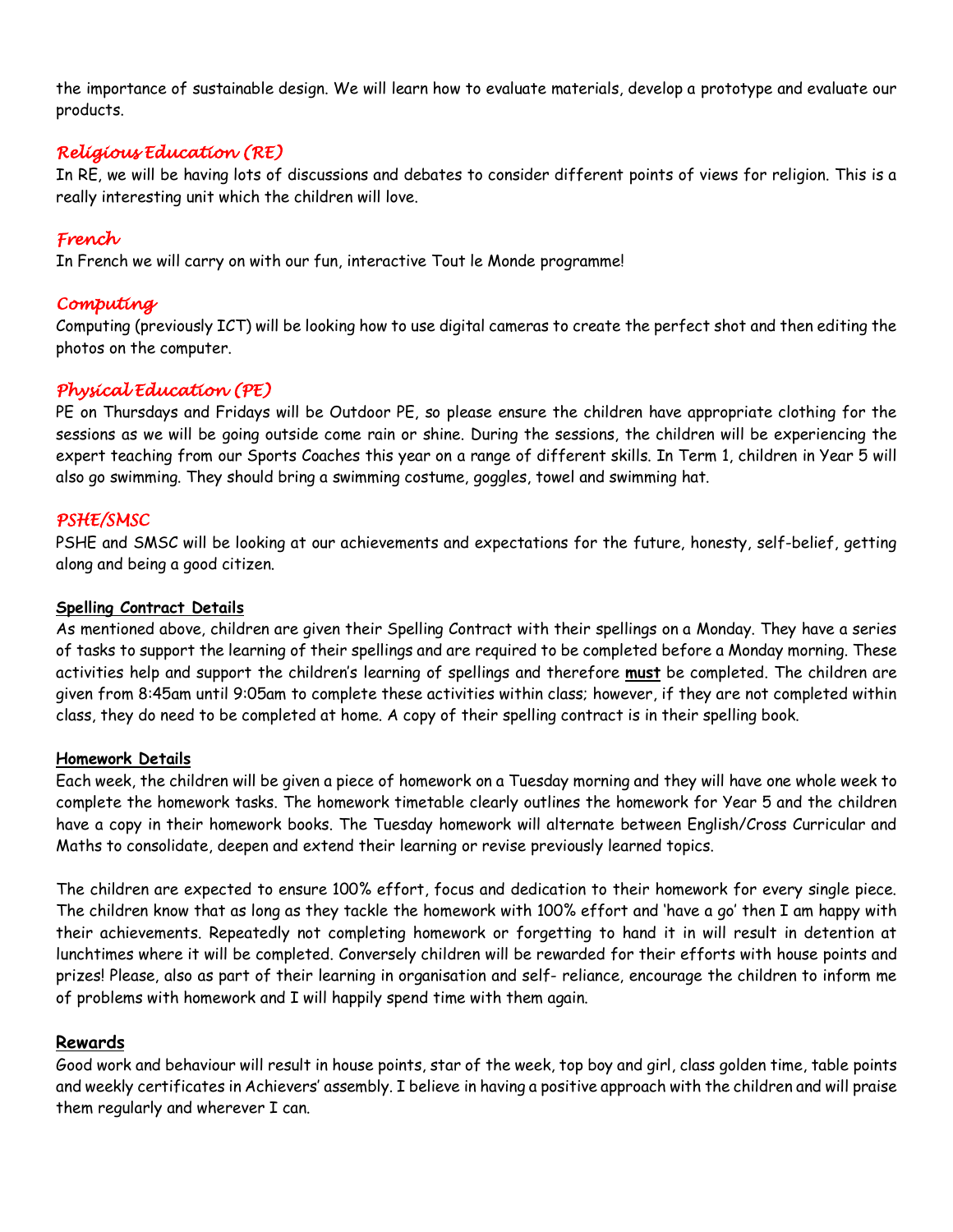the importance of sustainable design. We will learn how to evaluate materials, develop a prototype and evaluate our products.

### *Religious Education (RE)*

In RE, we will be having lots of discussions and debates to consider different points of views for religion. This is a really interesting unit which the children will love.

### *French*

In French we will carry on with our fun, interactive Tout le Monde programme!

### *Computing*

Computing (previously ICT) will be looking how to use digital cameras to create the perfect shot and then editing the photos on the computer.

### *Physical Education (PE)*

PE on Thursdays and Fridays will be Outdoor PE, so please ensure the children have appropriate clothing for the sessions as we will be going outside come rain or shine. During the sessions, the children will be experiencing the expert teaching from our Sports Coaches this year on a range of different skills. In Term 1, children in Year 5 will also go swimming. They should bring a swimming costume, goggles, towel and swimming hat.

### *PSHE/SMSC*

PSHE and SMSC will be looking at our achievements and expectations for the future, honesty, self-belief, getting along and being a good citizen.

**Spelling Contract Details**

As mentioned above, children are given their Spelling Contract with their spellings on a Monday. They have a series of tasks to support the learning of their spellings and are required to be completed before a Monday morning. These activities help and support the children's learning of spellings and therefore **must** be completed. The children are given from 8:45am until 9:05am to complete these activities within class; however, if they are not completed within class, they do need to be completed at home. A copy of their spelling contract is in their spelling book.

**Homework Details**

Each week, the children will be given a piece of homework on a Tuesday morning and they will have one whole week to complete the homework tasks. The homework timetable clearly outlines the homework for Year 5 and the children have a copy in their homework books. The Tuesday homework will alternate between English/Cross Curricular and Maths to consolidate, deepen and extend their learning or revise previously learned topics.

The children are expected to ensure 100% effort, focus and dedication to their homework for every single piece. The children know that as long as they tackle the homework with 100% effort and 'have a go' then I am happy with their achievements. Repeatedly not completing homework or forgetting to hand it in will result in detention at lunchtimes where it will be completed. Conversely children will be rewarded for their efforts with house points and prizes! Please, also as part of their learning in organisation and self- reliance, encourage the children to inform me of problems with homework and I will happily spend time with them again.

**Rewards**

Good work and behaviour will result in house points, star of the week, top boy and girl, class golden time, table points and weekly certificates in Achievers' assembly. I believe in having a positive approach with the children and will praise them regularly and wherever I can.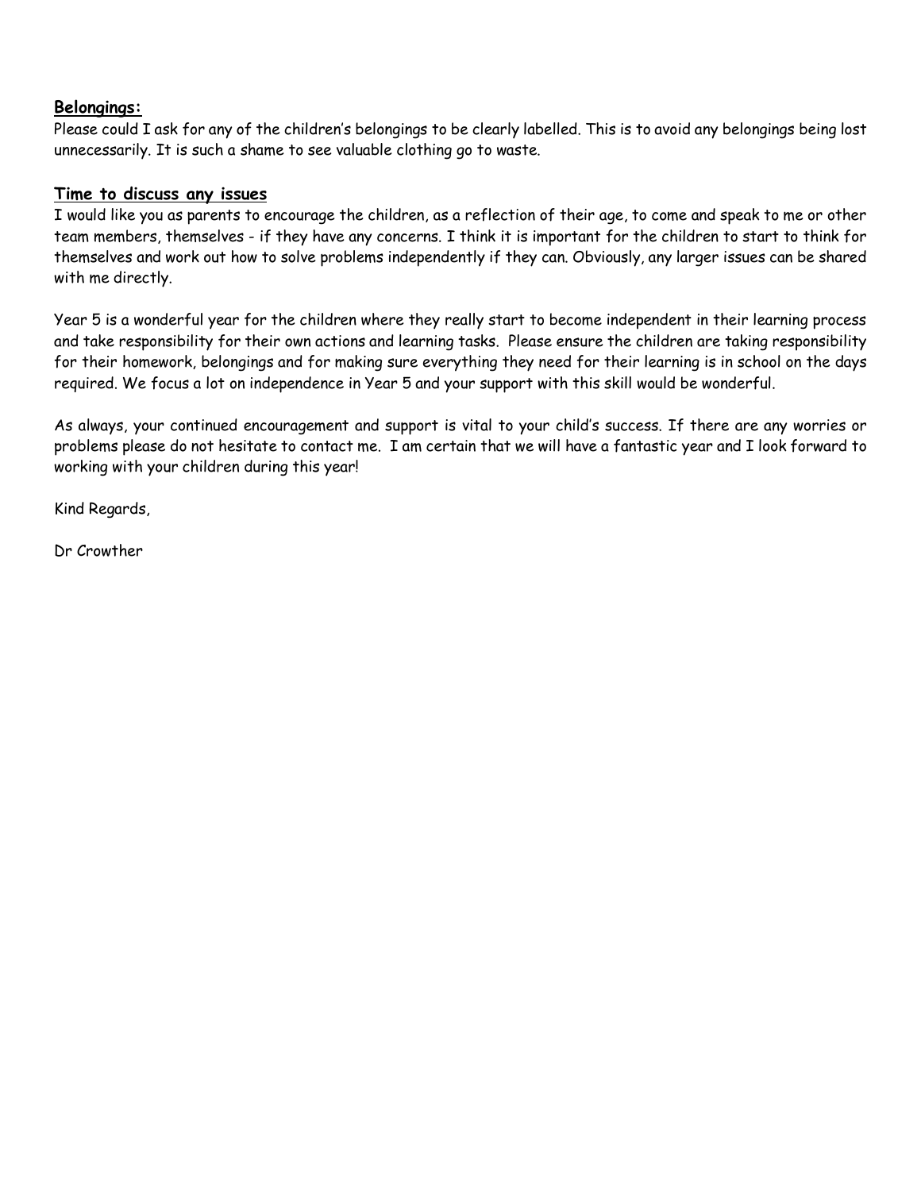**Belongings:**

Please could I ask for any of the children's belongings to be clearly labelled. This is to avoid any belongings being lost unnecessarily. It is such a shame to see valuable clothing go to waste.

**Time to discuss any issues**

I would like you as parents to encourage the children, as a reflection of their age, to come and speak to me or other team members, themselves - if they have any concerns. I think it is important for the children to start to think for themselves and work out how to solve problems independently if they can. Obviously, any larger issues can be shared with me directly.

Year 5 is a wonderful year for the children where they really start to become independent in their learning process and take responsibility for their own actions and learning tasks. Please ensure the children are taking responsibility for their homework, belongings and for making sure everything they need for their learning is in school on the days required. We focus a lot on independence in Year 5 and your support with this skill would be wonderful.

As always, your continued encouragement and support is vital to your child's success. If there are any worries or problems please do not hesitate to contact me. I am certain that we will have a fantastic year and I look forward to working with your children during this year!

Kind Regards,

Dr Crowther